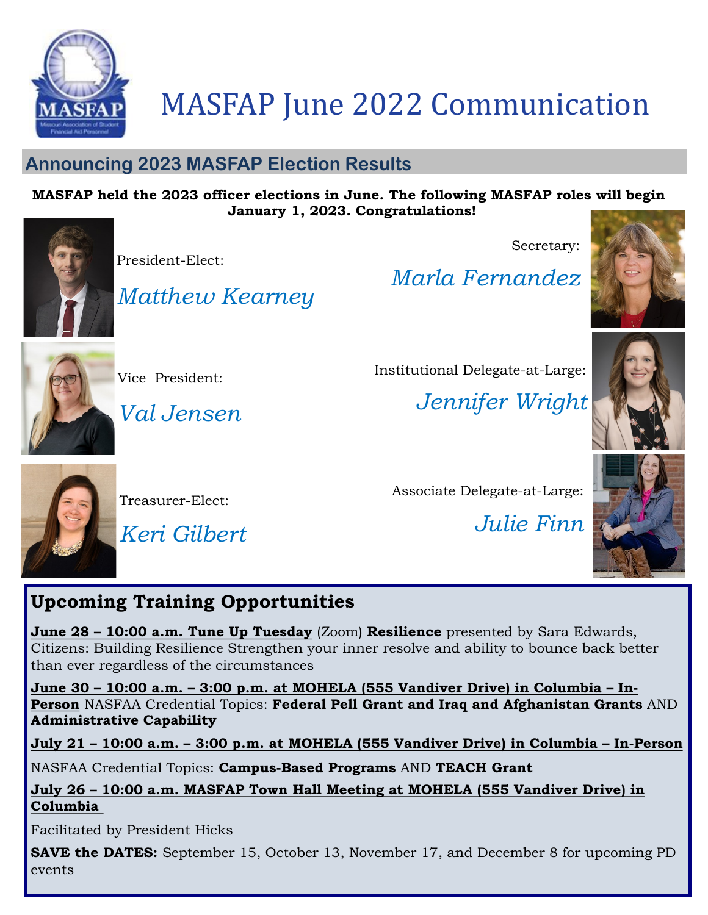# MASFAP June 2022 Communication

## Announcing 2023 MASFAP Election Results

**MASFAP held the 2023 officer elections in June. The following MASFAP roles will begin January 1, 2023. Congratulations!**

President-Elect:

*Matthew Kearney*

Vice President:

*Val Jensen*

Treasurer-Elect:

*Keri Gilbert*

Secretary:

*Marla Fernandez*

Institutional Delegate-at-Large:

*Jennifer Wright*

Associate Delegate-at-Large:

*Julie Finn*

## Upcoming Training Opportunities

**June 28 – 10:00 a.m. Tune Up Tuesday** (Zoom) **Resilience** presented by Sara Edwards, Citizens: Building Resilience Strengthen your inner resolve and ability to bounce back better than ever regardless of the circumstances

**June 30 – 10:00 a.m. – 3:00 p.m. at MOHELA (555 Vandiver Drive) in Columbia – In-Person** NASFAA Credential Topics: **Federal Pell Grant and Iraq and Afghanistan Grants** AND **Administrative Capability**

**July 21 – 10:00 a.m. – 3:00 p.m. at MOHELA (555 Vandiver Drive) in Columbia – In-Person**

NASFAA Credential Topics: **Campus-Based Programs** AND **TEACH Grant**

**July 26 – 10:00 a.m. MASFAP Town Hall Meeting at MOHELA (555 Vandiver Drive) in Columbia**

Facilitated by President Hicks

**SAVE the DATES:** September 15, October 13, November 17, and December 8 for upcoming PD events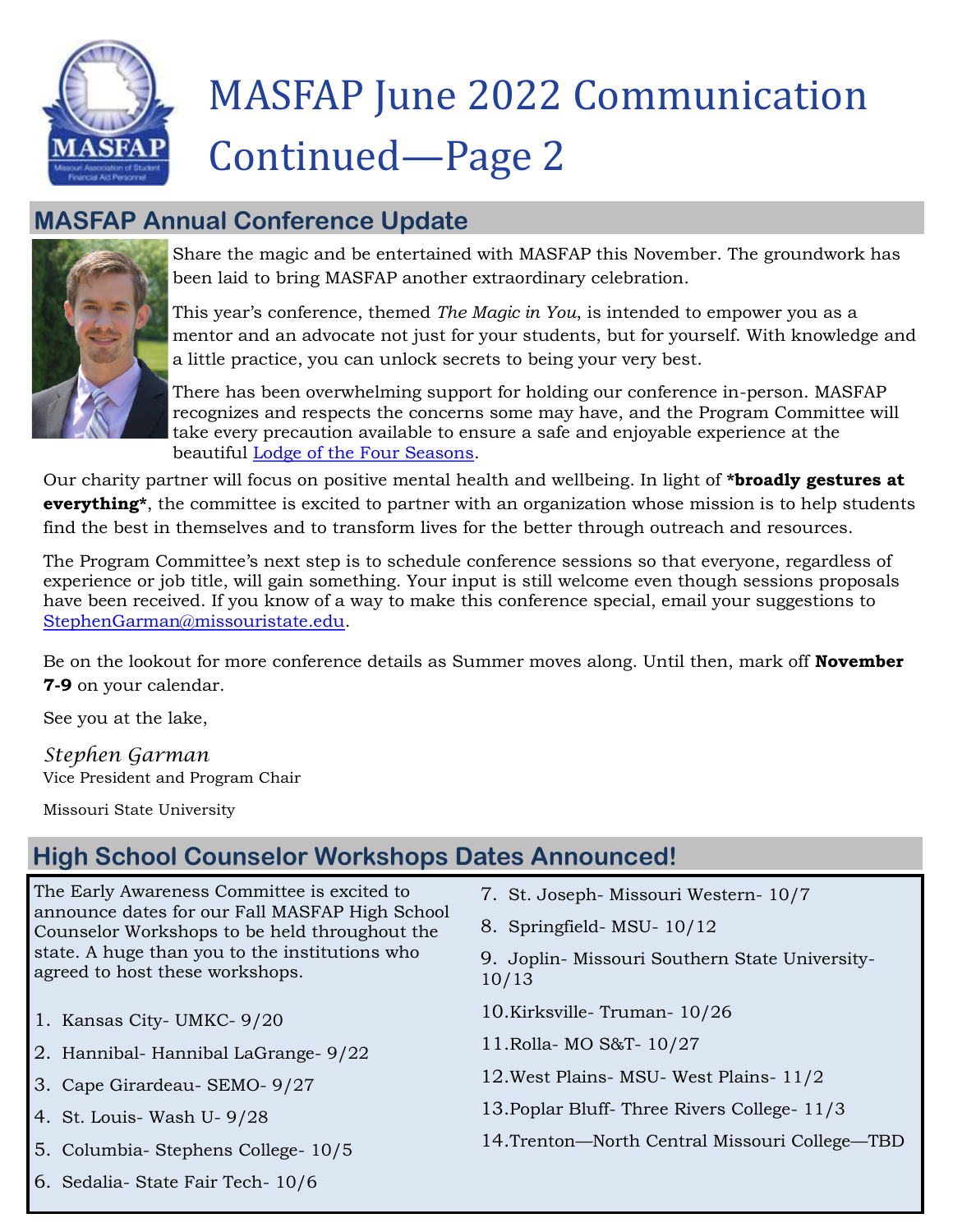# MASFAP June 2022 Communication Continued—Page 2

## MASFAP Annual Conference Update

Share the magic and be entertained with MASFAP this November. The groundwork has been laid to bring MASFAP another extraordinary celebration.

This year's conference, themed *The Magic in You*, is intended to empower you as a mentor and an advocate not just for your students, but for yourself. With knowledge and a little practice, you can unlock secrets to being your very best.

There has been overwhelming support for holding our conference in-person. MASFAP recognizes and respects the concerns some may have, and the Program Committee will take every precaution available to ensure a safe and enjoyable experience at the beautiful [Lodge of the Four Seasons](#).

Our charity partner will focus on positive mental health and wellbeing. In light of ***broadly gestures at everything***, the committee is excited to partner with an organization whose mission is to help students find the best in themselves and to transform lives for the better through outreach and resources.

The Program Committee's next step is to schedule conference sessions so that everyone, regardless of experience or job title, will gain something. Your input is still welcome even though sessions proposals have been received. If you know of a way to make this conference special, email your suggestions to StephenGarman@missouristate.edu.

Be on the lookout for more conference details as Summer moves along. Until then, mark off **November 7-9** on your calendar.

See you at the lake,

*Stephen Garman*
Vice President and Program Chair

Missouri State University

## High School Counselor Workshops Dates Announced!

The Early Awareness Committee is excited to announce dates for our Fall MASFAP High School Counselor Workshops to be held throughout the state. A huge than you to the institutions who agreed to host these workshops.

1. Kansas City- UMKC- 9/20
2. Hannibal- Hannibal LaGrange- 9/22
3. Cape Girardeau- SEMO- 9/27
4. St. Louis- Wash U- 9/28
5. Columbia- Stephens College- 10/5
6. Sedalia- State Fair Tech- 10/6
7. St. Joseph- Missouri Western- 10/7
8. Springfield- MSU- 10/12
9. Joplin- Missouri Southern State University- 10/13
10. Kirksville- Truman- 10/26
11. Rolla- MO S&T- 10/27
12. West Plains- MSU- West Plains- 11/2
13. Poplar Bluff- Three Rivers College- 11/3
14. Trenton—North Central Missouri College—TBD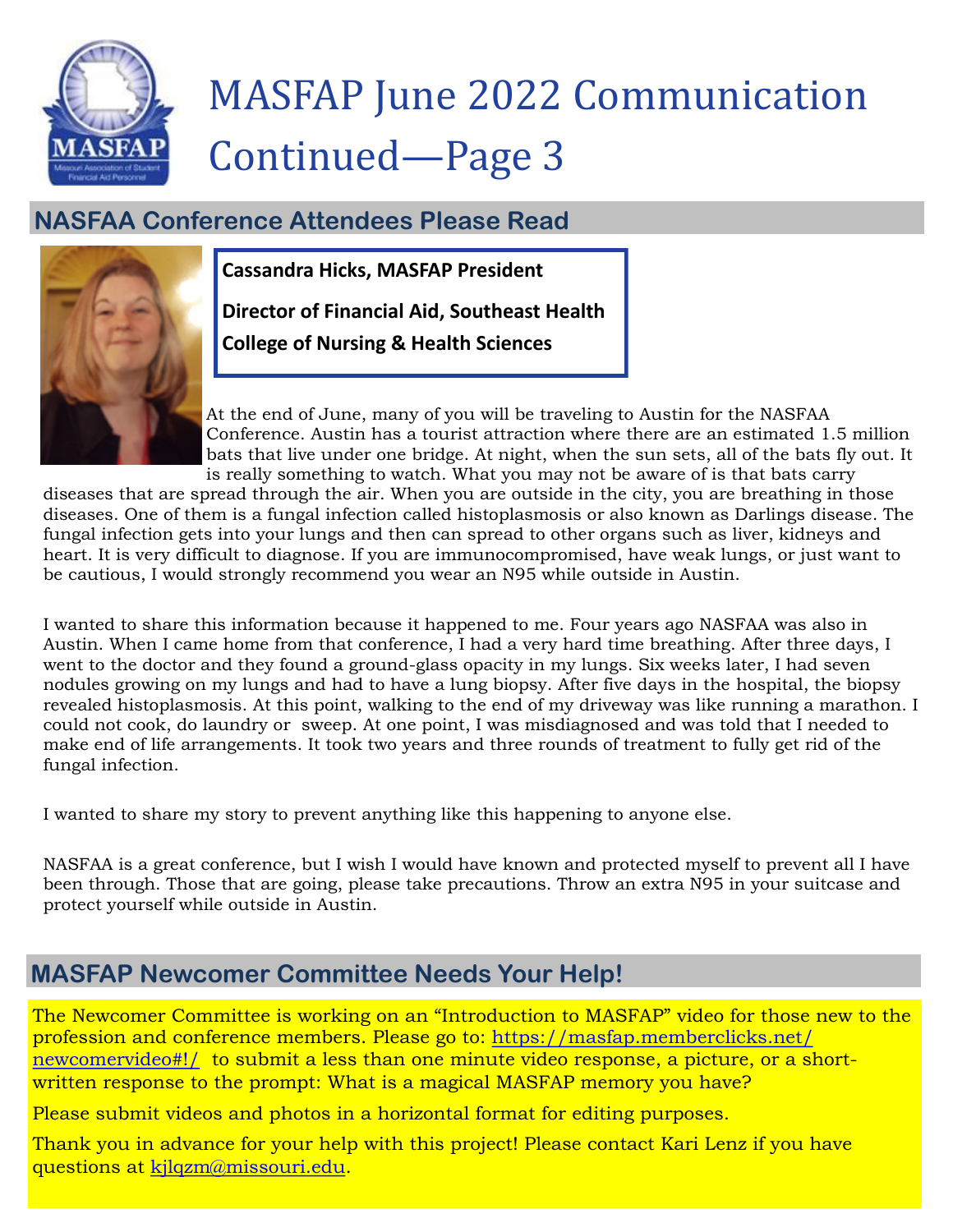# MASFAP June 2022 Communication Continued—Page 3

## NASFAA Conference Attendees Please Read

**Cassandra Hicks, MASFAP President**

**Director of Financial Aid, Southeast Health College of Nursing & Health Sciences**

At the end of June, many of you will be traveling to Austin for the NASFAA Conference. Austin has a tourist attraction where there are an estimated 1.5 million bats that live under one bridge. At night, when the sun sets, all of the bats fly out. It is really something to watch. What you may not be aware of is that bats carry diseases that are spread through the air. When you are outside in the city, you are breathing in those diseases. One of them is a fungal infection called histoplasmosis or also known as Darlings disease. The fungal infection gets into your lungs and then can spread to other organs such as liver, kidneys and heart. It is very difficult to diagnose. If you are immunocompromised, have weak lungs, or just want to be cautious, I would strongly recommend you wear an N95 while outside in Austin.

I wanted to share this information because it happened to me. Four years ago NASFAA was also in Austin. When I came home from that conference, I had a very hard time breathing. After three days, I went to the doctor and they found a ground-glass opacity in my lungs. Six weeks later, I had seven nodules growing on my lungs and had to have a lung biopsy. After five days in the hospital, the biopsy revealed histoplasmosis. At this point, walking to the end of my driveway was like running a marathon. I could not cook, do laundry or sweep. At one point, I was misdiagnosed and was told that I needed to make end of life arrangements. It took two years and three rounds of treatment to fully get rid of the fungal infection.

I wanted to share my story to prevent anything like this happening to anyone else.

NASFAA is a great conference, but I wish I would have known and protected myself to prevent all I have been through. Those that are going, please take precautions. Throw an extra N95 in your suitcase and protect yourself while outside in Austin.

## MASFAP Newcomer Committee Needs Your Help!

The Newcomer Committee is working on an "Introduction to MASFAP" video for those new to the profession and conference members. Please go to: https://masfap.memberclicks.net/newcomervideo#!/ to submit a less than one minute video response, a picture, or a short-written response to the prompt: What is a magical MASFAP memory you have?

Please submit videos and photos in a horizontal format for editing purposes.

Thank you in advance for your help with this project! Please contact Kari Lenz if you have questions at kjlqzm@missouri.edu.